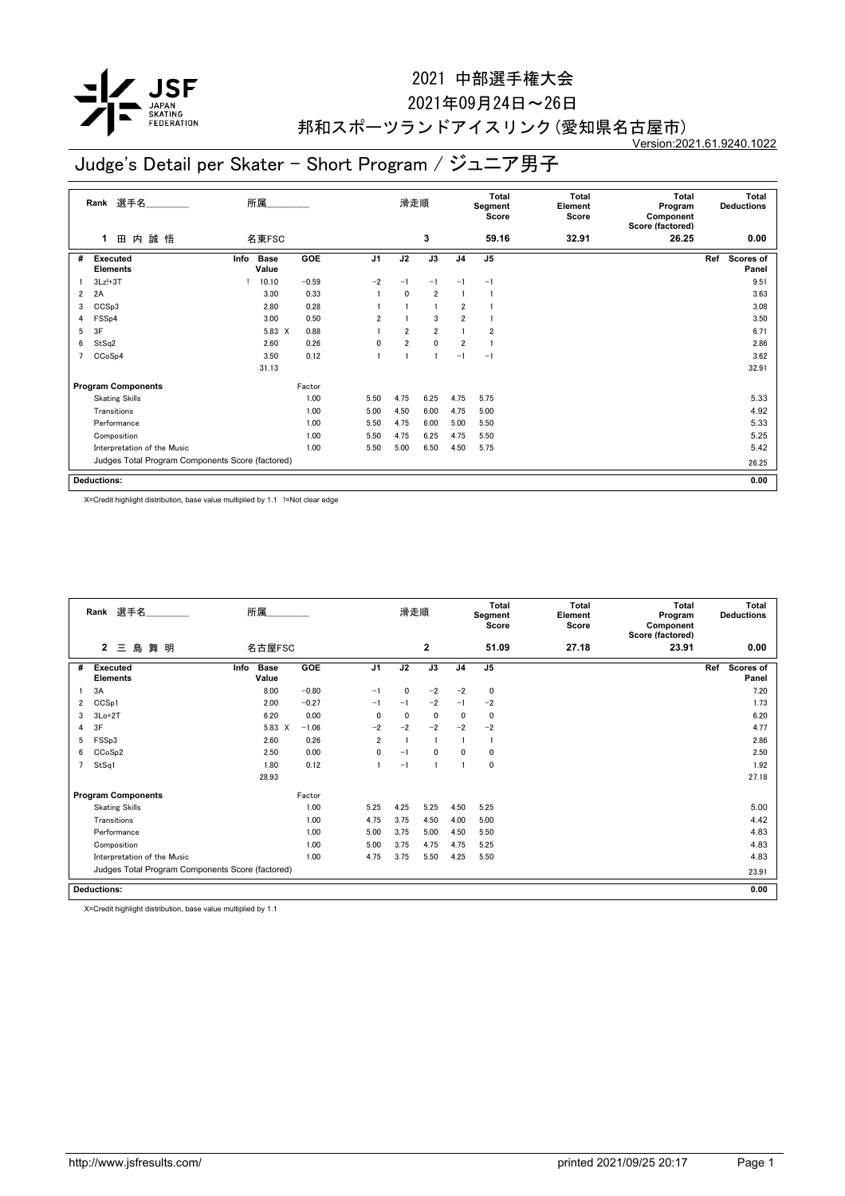# 2021 中部選手権大会

2021年09月24日～26日

邦和スポーツランドアイスリンク(愛知県名古屋市)

Version:2021.61.9240.1022

## Judge's Detail per Skater - Short Program / ジュニア男子

| Rank | 選手名 | 所属 | 滑走順 | Total Segment Score | Total Element Score | Total Program Component Score (factored) | Total Deductions |
|---|---|---|---|---|---|---|---|
| 1 | 田 内 誠 悟 | 名東FSC | 3 | 59.16 | 32.91 | 26.25 | 0.00 |

| # | Executed Elements | Info | Base Value | GOE | J1 | J2 | J3 | J4 | J5 | Ref | Scores of Panel |
|---|---|---|---|---|---|---|---|---|---|---|---|
| 1 | 3Lz!+3T | ! | 10.10 | −0.59 | −2 | −1 | −1 | −1 | −1 | | 9.51 |
| 2 | 2A | | 3.30 | 0.33 | 1 | 0 | 2 | 1 | 1 | | 3.63 |
| 3 | CCSp3 | | 2.80 | 0.28 | 1 | 1 | 1 | 2 | 1 | | 3.08 |
| 4 | FSSp4 | | 3.00 | 0.50 | 2 | 1 | 3 | 2 | 1 | | 3.50 |
| 5 | 3F | | 5.83 X | 0.88 | 1 | 2 | 2 | 1 | 2 | | 6.71 |
| 6 | StSq2 | | 2.60 | 0.26 | 0 | 2 | 0 | 2 | 1 | | 2.86 |
| 7 | CCoSp4 | | 3.50 | 0.12 | 1 | 1 | 1 | −1 | −1 | | 3.62 |
| | | | 31.13 | | | | | | | | 32.91 |

| Program Components | Factor | J1 | J2 | J3 | J4 | J5 | Scores of Panel |
|---|---|---|---|---|---|---|---|
| Skating Skills | 1.00 | 5.50 | 4.75 | 6.25 | 4.75 | 5.75 | 5.33 |
| Transitions | 1.00 | 5.00 | 4.50 | 6.00 | 4.75 | 5.00 | 4.92 |
| Performance | 1.00 | 5.50 | 4.75 | 6.00 | 5.00 | 5.50 | 5.33 |
| Composition | 1.00 | 5.50 | 4.75 | 6.25 | 4.75 | 5.50 | 5.25 |
| Interpretation of the Music | 1.00 | 5.50 | 5.00 | 6.50 | 4.50 | 5.75 | 5.42 |
| Judges Total Program Components Score (factored) | | | | | | | 26.25 |

**Deductions:** 0.00

X=Credit highlight distribution, base value multiplied by 1.1 !=Not clear edge

| Rank | 選手名 | 所属 | 滑走順 | Total Segment Score | Total Element Score | Total Program Component Score (factored) | Total Deductions |
|---|---|---|---|---|---|---|---|
| 2 | 三 島 舞 明 | 名古屋FSC | 2 | 51.09 | 27.18 | 23.91 | 0.00 |

| # | Executed Elements | Info | Base Value | GOE | J1 | J2 | J3 | J4 | J5 | Ref | Scores of Panel |
|---|---|---|---|---|---|---|---|---|---|---|---|
| 1 | 3A | | 8.00 | −0.80 | −1 | 0 | −2 | −2 | 0 | | 7.20 |
| 2 | CCSp1 | | 2.00 | −0.27 | −1 | −1 | −2 | −1 | −2 | | 1.73 |
| 3 | 3Lo+2T | | 6.20 | 0.00 | 0 | 0 | 0 | 0 | 0 | | 6.20 |
| 4 | 3F | | 5.83 X | −1.06 | −2 | −2 | −2 | −2 | −2 | | 4.77 |
| 5 | FSSp3 | | 2.60 | 0.26 | 2 | 1 | 1 | 1 | 1 | | 2.86 |
| 6 | CCoSp2 | | 2.50 | 0.00 | 0 | −1 | 0 | 0 | 0 | | 2.50 |
| 7 | StSq1 | | 1.80 | 0.12 | 1 | −1 | 1 | 1 | 0 | | 1.92 |
| | | | 28.93 | | | | | | | | 27.18 |

| Program Components | Factor | J1 | J2 | J3 | J4 | J5 | Scores of Panel |
|---|---|---|---|---|---|---|---|
| Skating Skills | 1.00 | 5.25 | 4.25 | 5.25 | 4.50 | 5.25 | 5.00 |
| Transitions | 1.00 | 4.75 | 3.75 | 4.50 | 4.00 | 5.00 | 4.42 |
| Performance | 1.00 | 5.00 | 3.75 | 5.00 | 4.50 | 5.50 | 4.83 |
| Composition | 1.00 | 5.00 | 3.75 | 4.75 | 4.75 | 5.25 | 4.83 |
| Interpretation of the Music | 1.00 | 4.75 | 3.75 | 5.50 | 4.25 | 5.50 | 4.83 |
| Judges Total Program Components Score (factored) | | | | | | | 23.91 |

**Deductions:** 0.00

X=Credit highlight distribution, base value multiplied by 1.1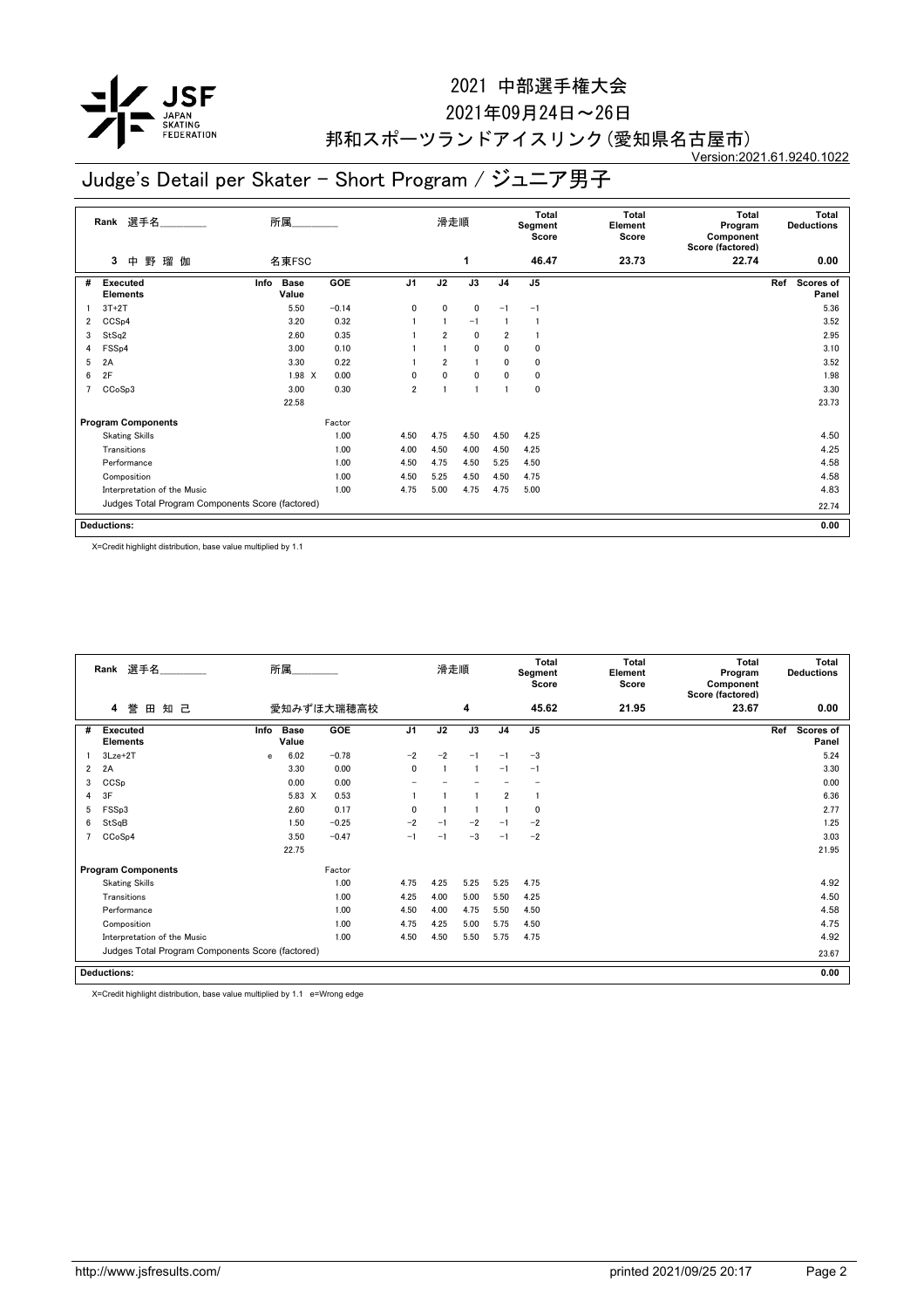# 2021 中部選手権大会

2021年09月24日～26日

邦和スポーツランドアイスリンク(愛知県名古屋市)

Version:2021.61.9240.1022

## Judge's Detail per Skater - Short Program / ジュニア男子

| Rank | 選手名 | 所属 | 滑走順 | Total Segment Score | Total Element Score | Total Program Component Score (factored) | Total Deductions |
|---|---|---|---|---|---|---|---|
| 3 | 中 野 瑠 伽 | 名東FSC | 1 | 46.47 | 23.73 | 22.74 | 0.00 |

| # | Executed Elements | Info | Base Value | GOE | J1 | J2 | J3 | J4 | J5 | Ref | Scores of Panel |
|---|---|---|---|---|---|---|---|---|---|---|---|
| 1 | 3T+2T | | 5.50 | −0.14 | 0 | 0 | 0 | −1 | −1 | | 5.36 |
| 2 | CCSp4 | | 3.20 | 0.32 | 1 | 1 | −1 | 1 | 1 | | 3.52 |
| 3 | StSq2 | | 2.60 | 0.35 | 1 | 2 | 0 | 2 | 1 | | 2.95 |
| 4 | FSSp4 | | 3.00 | 0.10 | 1 | 1 | 0 | 0 | 0 | | 3.10 |
| 5 | 2A | | 3.30 | 0.22 | 1 | 2 | 1 | 0 | 0 | | 3.52 |
| 6 | 2F | | 1.98 X | 0.00 | 0 | 0 | 0 | 0 | 0 | | 1.98 |
| 7 | CCoSp3 | | 3.00 | 0.30 | 2 | 1 | 1 | 1 | 0 | | 3.30 |
| | | | 22.58 | | | | | | | | 23.73 |

| Program Components | Factor | J1 | J2 | J3 | J4 | J5 | Scores of Panel |
|---|---|---|---|---|---|---|---|
| Skating Skills | 1.00 | 4.50 | 4.75 | 4.50 | 4.50 | 4.25 | 4.50 |
| Transitions | 1.00 | 4.00 | 4.50 | 4.00 | 4.50 | 4.25 | 4.25 |
| Performance | 1.00 | 4.50 | 4.75 | 4.50 | 5.25 | 4.50 | 4.58 |
| Composition | 1.00 | 4.50 | 5.25 | 4.50 | 4.50 | 4.75 | 4.58 |
| Interpretation of the Music | 1.00 | 4.75 | 5.00 | 4.75 | 4.75 | 5.00 | 4.83 |
| Judges Total Program Components Score (factored) | | | | | | | 22.74 |

**Deductions:** 0.00

X=Credit highlight distribution, base value multiplied by 1.1

| Rank | 選手名 | 所属 | 滑走順 | Total Segment Score | Total Element Score | Total Program Component Score (factored) | Total Deductions |
|---|---|---|---|---|---|---|---|
| 4 | 誉 田 知 己 | 愛知みずほ大瑞穂高校 | 4 | 45.62 | 21.95 | 23.67 | 0.00 |

| # | Executed Elements | Info | Base Value | GOE | J1 | J2 | J3 | J4 | J5 | Ref | Scores of Panel |
|---|---|---|---|---|---|---|---|---|---|---|---|
| 1 | 3Lze+2T | e | 6.02 | −0.78 | −2 | −2 | −1 | −1 | −3 | | 5.24 |
| 2 | 2A | | 3.30 | 0.00 | 0 | 1 | 1 | −1 | −1 | | 3.30 |
| 3 | CCSp | | 0.00 | 0.00 | − | − | − | − | − | | 0.00 |
| 4 | 3F | | 5.83 X | 0.53 | 1 | 1 | 1 | 2 | 1 | | 6.36 |
| 5 | FSSp3 | | 2.60 | 0.17 | 0 | 1 | 1 | 1 | 0 | | 2.77 |
| 6 | StSqB | | 1.50 | −0.25 | −2 | −1 | −2 | −1 | −2 | | 1.25 |
| 7 | CCoSp4 | | 3.50 | −0.47 | −1 | −1 | −3 | −1 | −2 | | 3.03 |
| | | | 22.75 | | | | | | | | 21.95 |

| Program Components | Factor | J1 | J2 | J3 | J4 | J5 | Scores of Panel |
|---|---|---|---|---|---|---|---|
| Skating Skills | 1.00 | 4.75 | 4.25 | 5.25 | 5.25 | 4.75 | 4.92 |
| Transitions | 1.00 | 4.25 | 4.00 | 5.00 | 5.50 | 4.25 | 4.50 |
| Performance | 1.00 | 4.50 | 4.00 | 4.75 | 5.50 | 4.50 | 4.58 |
| Composition | 1.00 | 4.75 | 4.25 | 5.00 | 5.75 | 4.50 | 4.75 |
| Interpretation of the Music | 1.00 | 4.50 | 4.50 | 5.50 | 5.75 | 4.75 | 4.92 |
| Judges Total Program Components Score (factored) | | | | | | | 23.67 |

**Deductions:** 0.00

X=Credit highlight distribution, base value multiplied by 1.1 e=Wrong edge

http://www.jsfresults.com/ printed 2021/09/25 20:17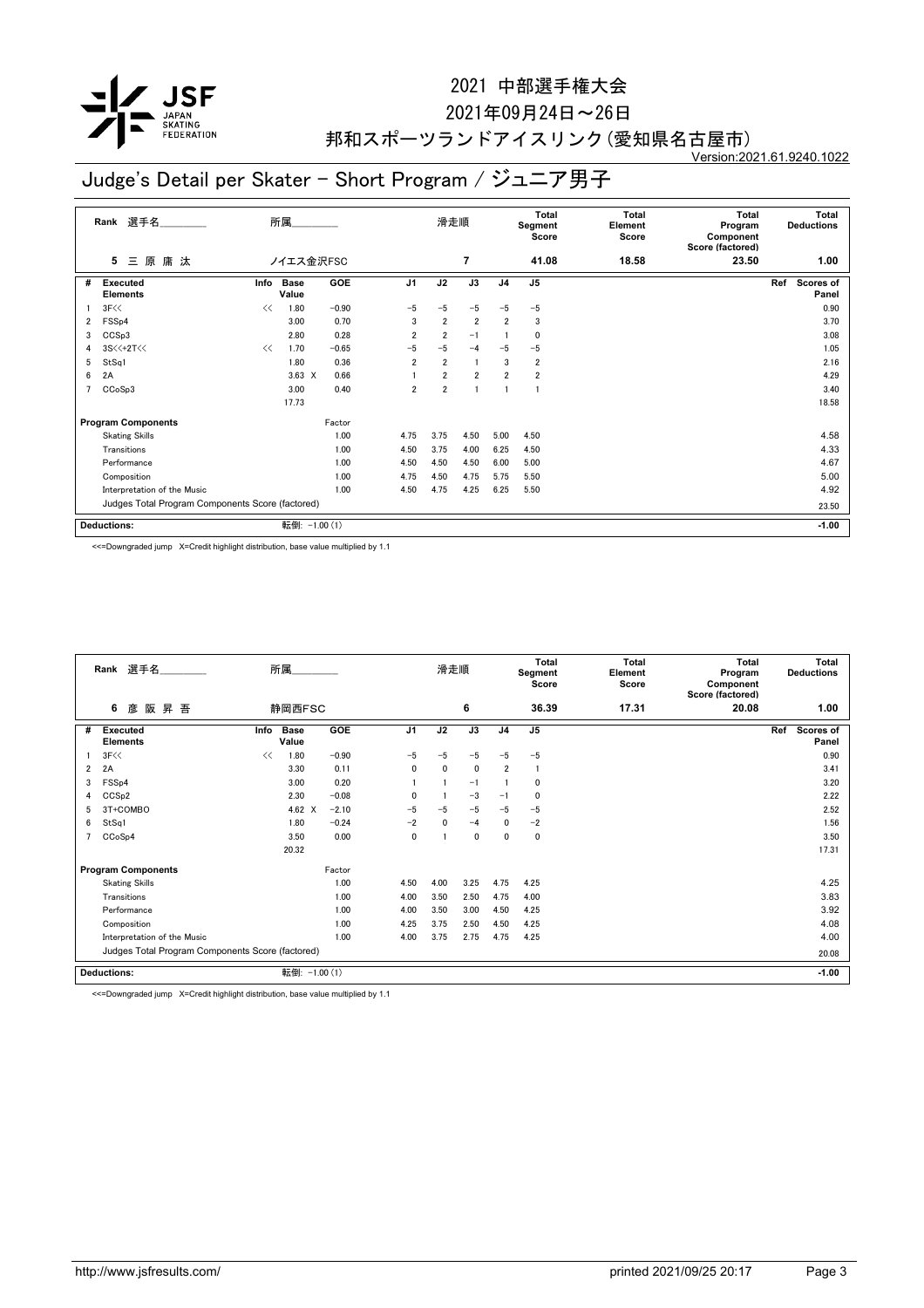# 2021 中部選手権大会

2021年09月24日～26日

邦和スポーツランドアイスリンク(愛知県名古屋市)

Version:2021.61.9240.1022

## Judge's Detail per Skater - Short Program / ジュニア男子

| Rank | 選手名 | 所属 | 滑走順 | Total Segment Score | Total Element Score | Total Program Component Score (factored) | Total Deductions |
|---|---|---|---|---|---|---|---|
| 5 | 三 原 庸 汰 | ノイエス金沢FSC | 7 | 41.08 | 18.58 | 23.50 | 1.00 |

| # | Executed Elements | Info | Base Value | | GOE | J1 | J2 | J3 | J4 | J5 | Ref | Scores of Panel |
|---|---|---|---|---|---|---|---|---|---|---|---|---|
| 1 | 3F<< | << | 1.80 | | -0.90 | -5 | -5 | -5 | -5 | -5 | | 0.90 |
| 2 | FSSp4 | | 3.00 | | 0.70 | 3 | 2 | 2 | 2 | 3 | | 3.70 |
| 3 | CCSp3 | | 2.80 | | 0.28 | 2 | 2 | -1 | 1 | 0 | | 3.08 |
| 4 | 3S<<+2T<< | << | 1.70 | | -0.65 | -5 | -5 | -4 | -5 | -5 | | 1.05 |
| 5 | StSq1 | | 1.80 | | 0.36 | 2 | 2 | 1 | 3 | 2 | | 2.16 |
| 6 | 2A | | 3.63 | X | 0.66 | 1 | 2 | 2 | 2 | 2 | | 4.29 |
| 7 | CCoSp3 | | 3.00 | | 0.40 | 2 | 2 | 1 | 1 | 1 | | 3.40 |
| | | | 17.73 | | | | | | | | | 18.58 |

| Program Components | Factor | J1 | J2 | J3 | J4 | J5 | Scores of Panel |
|---|---|---|---|---|---|---|---|
| Skating Skills | 1.00 | 4.75 | 3.75 | 4.50 | 5.00 | 4.50 | 4.58 |
| Transitions | 1.00 | 4.50 | 3.75 | 4.00 | 6.25 | 4.50 | 4.33 |
| Performance | 1.00 | 4.50 | 4.50 | 4.50 | 6.00 | 5.00 | 4.67 |
| Composition | 1.00 | 4.75 | 4.50 | 4.75 | 5.75 | 5.50 | 5.00 |
| Interpretation of the Music | 1.00 | 4.50 | 4.75 | 4.25 | 6.25 | 5.50 | 4.92 |
| Judges Total Program Components Score (factored) | | | | | | | 23.50 |

| Deductions: | 転倒: -1.00 (1) | -1.00 |
|---|---|---|

<<=Downgraded jump X=Credit highlight distribution, base value multiplied by 1.1

| Rank | 選手名 | 所属 | 滑走順 | Total Segment Score | Total Element Score | Total Program Component Score (factored) | Total Deductions |
|---|---|---|---|---|---|---|---|
| 6 | 彦 阪 昇 吾 | 静岡西FSC | 6 | 36.39 | 17.31 | 20.08 | 1.00 |

| # | Executed Elements | Info | Base Value | | GOE | J1 | J2 | J3 | J4 | J5 | Ref | Scores of Panel |
|---|---|---|---|---|---|---|---|---|---|---|---|---|
| 1 | 3F<< | << | 1.80 | | -0.90 | -5 | -5 | -5 | -5 | -5 | | 0.90 |
| 2 | 2A | | 3.30 | | 0.11 | 0 | 0 | 0 | 2 | 1 | | 3.41 |
| 3 | FSSp4 | | 3.00 | | 0.20 | 1 | 1 | -1 | 1 | 0 | | 3.20 |
| 4 | CCSp2 | | 2.30 | | -0.08 | 0 | 1 | -3 | -1 | 0 | | 2.22 |
| 5 | 3T+COMBO | | 4.62 | X | -2.10 | -5 | -5 | -5 | -5 | -5 | | 2.52 |
| 6 | StSq1 | | 1.80 | | -0.24 | -2 | 0 | -4 | 0 | -2 | | 1.56 |
| 7 | CCoSp4 | | 3.50 | | 0.00 | 0 | 1 | 0 | 0 | 0 | | 3.50 |
| | | | 20.32 | | | | | | | | | 17.31 |

| Program Components | Factor | J1 | J2 | J3 | J4 | J5 | Scores of Panel |
|---|---|---|---|---|---|---|---|
| Skating Skills | 1.00 | 4.50 | 4.00 | 3.25 | 4.75 | 4.25 | 4.25 |
| Transitions | 1.00 | 4.00 | 3.50 | 2.50 | 4.75 | 4.00 | 3.83 |
| Performance | 1.00 | 4.00 | 3.50 | 3.00 | 4.50 | 4.25 | 3.92 |
| Composition | 1.00 | 4.25 | 3.75 | 2.50 | 4.50 | 4.25 | 4.08 |
| Interpretation of the Music | 1.00 | 4.00 | 3.75 | 2.75 | 4.75 | 4.25 | 4.00 |
| Judges Total Program Components Score (factored) | | | | | | | 20.08 |

| Deductions: | 転倒: -1.00 (1) | -1.00 |
|---|---|---|

<<=Downgraded jump X=Credit highlight distribution, base value multiplied by 1.1

http://www.jsfresults.com/ printed 2021/09/25 20:17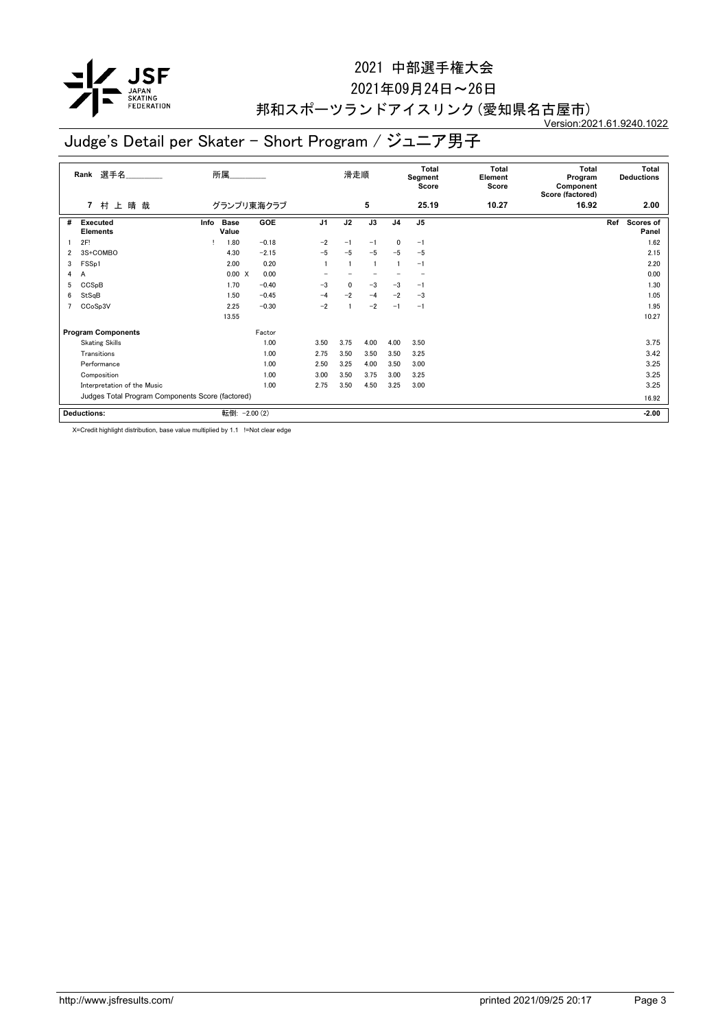# 2021 中部選手権大会

2021年09月24日～26日

邦和スポーツランドアイスリンク（愛知県名古屋市）

Version:2021.61.9240.1022

## Judge's Detail per Skater - Short Program / ジュニア男子

| Rank | 選手名 | 所属 | 滑走順 | Total Segment Score | Total Element Score | Total Program Component Score (factored) | Total Deductions |
|---|---|---|---|---|---|---|---|
| 7 | 村上晴哉 | グランプリ東海クラブ | 5 | 25.19 | 10.27 | 16.92 | 2.00 |

| # | Executed Elements | Info | Base Value | | GOE | J1 | J2 | J3 | J4 | J5 | Ref | Scores of Panel |
|---|---|---|---|---|---|---|---|---|---|---|---|---|
| 1 | 2F! | ! | 1.80 | | −0.18 | −2 | −1 | −1 | 0 | −1 | | 1.62 |
| 2 | 3S+COMBO | | 4.30 | | −2.15 | −5 | −5 | −5 | −5 | −5 | | 2.15 |
| 3 | FSSp1 | | 2.00 | | 0.20 | 1 | 1 | 1 | 1 | −1 | | 2.20 |
| 4 | A | | 0.00 | X | 0.00 | − | − | − | − | − | | 0.00 |
| 5 | CCSpB | | 1.70 | | −0.40 | −3 | 0 | −3 | −3 | −1 | | 1.30 |
| 6 | StSqB | | 1.50 | | −0.45 | −4 | −2 | −4 | −2 | −3 | | 1.05 |
| 7 | CCoSp3V | | 2.25 | | −0.30 | −2 | 1 | −2 | −1 | −1 | | 1.95 |
| | | | 13.55 | | | | | | | | | 10.27 |

| Program Components | Factor | J1 | J2 | J3 | J4 | J5 | Scores of Panel |
|---|---|---|---|---|---|---|---|
| Skating Skills | 1.00 | 3.50 | 3.75 | 4.00 | 4.00 | 3.50 | 3.75 |
| Transitions | 1.00 | 2.75 | 3.50 | 3.50 | 3.50 | 3.25 | 3.42 |
| Performance | 1.00 | 2.50 | 3.25 | 4.00 | 3.50 | 3.00 | 3.25 |
| Composition | 1.00 | 3.00 | 3.50 | 3.75 | 3.00 | 3.25 | 3.25 |
| Interpretation of the Music | 1.00 | 2.75 | 3.50 | 4.50 | 3.25 | 3.00 | 3.25 |
| Judges Total Program Components Score (factored) | | | | | | | 16.92 |

| Deductions: | 転倒: −2.00 (2) | −2.00 |
|---|---|---|

X=Credit highlight distribution, base value multiplied by 1.1 !=Not clear edge

http://www.jsfresults.com/ printed 2021/09/25 20:17